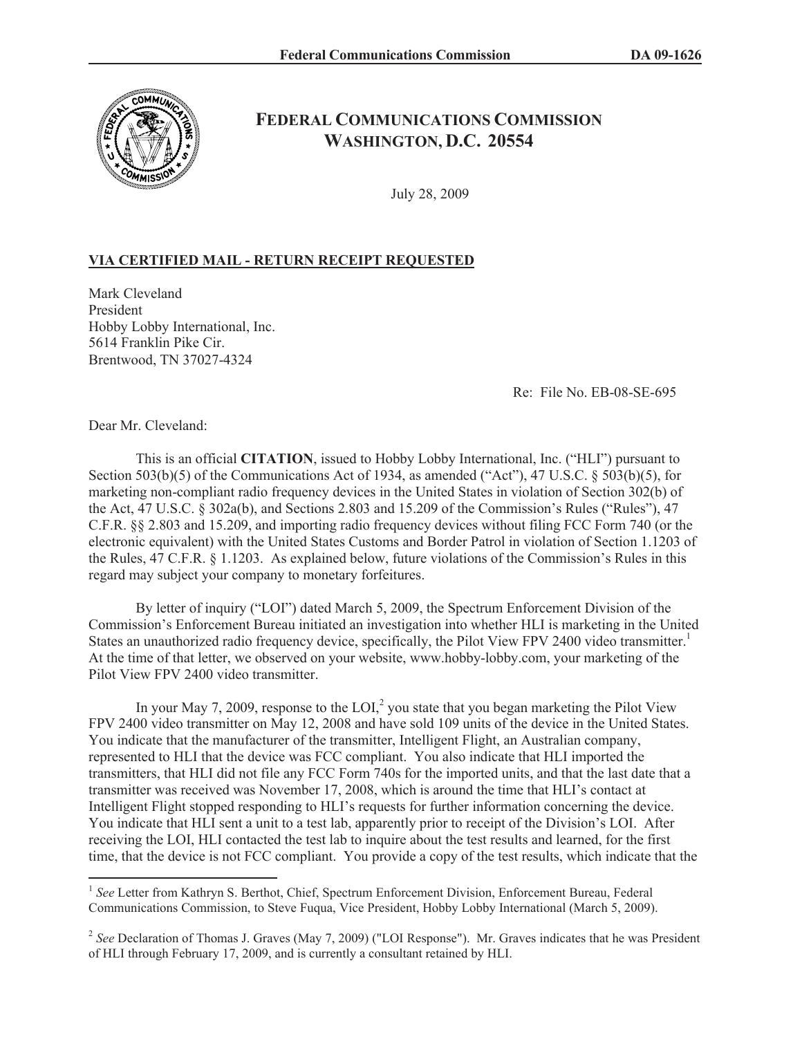# FEDERAL COMMUNICATIONS COMMISSION
## WASHINGTON, D.C. 20554

July 28, 2009

**VIA CERTIFIED MAIL - RETURN RECEIPT REQUESTED**

Mark Cleveland
President
Hobby Lobby International, Inc.
5614 Franklin Pike Cir.
Brentwood, TN 37027-4324

Re: File No. EB-08-SE-695

Dear Mr. Cleveland:

This is an official **CITATION**, issued to Hobby Lobby International, Inc. ("HLI") pursuant to Section 503(b)(5) of the Communications Act of 1934, as amended ("Act"), 47 U.S.C. § 503(b)(5), for marketing non-compliant radio frequency devices in the United States in violation of Section 302(b) of the Act, 47 U.S.C. § 302a(b), and Sections 2.803 and 15.209 of the Commission's Rules ("Rules"), 47 C.F.R. §§ 2.803 and 15.209, and importing radio frequency devices without filing FCC Form 740 (or the electronic equivalent) with the United States Customs and Border Patrol in violation of Section 1.1203 of the Rules, 47 C.F.R. § 1.1203. As explained below, future violations of the Commission's Rules in this regard may subject your company to monetary forfeitures.

By letter of inquiry ("LOI") dated March 5, 2009, the Spectrum Enforcement Division of the Commission's Enforcement Bureau initiated an investigation into whether HLI is marketing in the United States an unauthorized radio frequency device, specifically, the Pilot View FPV 2400 video transmitter.[1] At the time of that letter, we observed on your website, www.hobby-lobby.com, your marketing of the Pilot View FPV 2400 video transmitter.

In your May 7, 2009, response to the LOI,[2] you state that you began marketing the Pilot View FPV 2400 video transmitter on May 12, 2008 and have sold 109 units of the device in the United States. You indicate that the manufacturer of the transmitter, Intelligent Flight, an Australian company, represented to HLI that the device was FCC compliant. You also indicate that HLI imported the transmitters, that HLI did not file any FCC Form 740s for the imported units, and that the last date that a transmitter was received was November 17, 2008, which is around the time that HLI's contact at Intelligent Flight stopped responding to HLI's requests for further information concerning the device. You indicate that HLI sent a unit to a test lab, apparently prior to receipt of the Division's LOI. After receiving the LOI, HLI contacted the test lab to inquire about the test results and learned, for the first time, that the device is not FCC compliant. You provide a copy of the test results, which indicate that the

---

[1] *See* Letter from Kathryn S. Berthot, Chief, Spectrum Enforcement Division, Enforcement Bureau, Federal Communications Commission, to Steve Fuqua, Vice President, Hobby Lobby International (March 5, 2009).

[2] *See* Declaration of Thomas J. Graves (May 7, 2009) ("LOI Response"). Mr. Graves indicates that he was President of HLI through February 17, 2009, and is currently a consultant retained by HLI.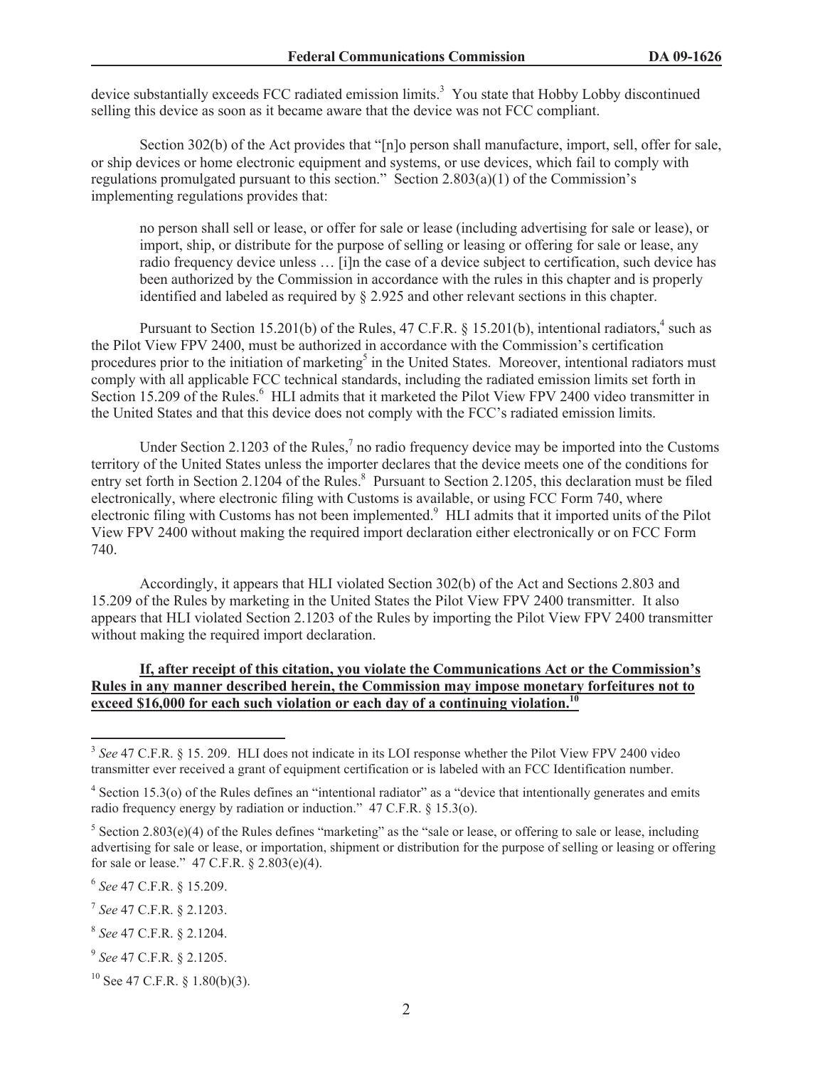device substantially exceeds FCC radiated emission limits.[3] You state that Hobby Lobby discontinued selling this device as soon as it became aware that the device was not FCC compliant.

Section 302(b) of the Act provides that "[n]o person shall manufacture, import, sell, offer for sale, or ship devices or home electronic equipment and systems, or use devices, which fail to comply with regulations promulgated pursuant to this section." Section 2.803(a)(1) of the Commission's implementing regulations provides that:

> no person shall sell or lease, or offer for sale or lease (including advertising for sale or lease), or import, ship, or distribute for the purpose of selling or leasing or offering for sale or lease, any radio frequency device unless … [i]n the case of a device subject to certification, such device has been authorized by the Commission in accordance with the rules in this chapter and is properly identified and labeled as required by § 2.925 and other relevant sections in this chapter.

Pursuant to Section 15.201(b) of the Rules, 47 C.F.R. § 15.201(b), intentional radiators,[4] such as the Pilot View FPV 2400, must be authorized in accordance with the Commission's certification procedures prior to the initiation of marketing[5] in the United States. Moreover, intentional radiators must comply with all applicable FCC technical standards, including the radiated emission limits set forth in Section 15.209 of the Rules.[6] HLI admits that it marketed the Pilot View FPV 2400 video transmitter in the United States and that this device does not comply with the FCC's radiated emission limits.

Under Section 2.1203 of the Rules,[7] no radio frequency device may be imported into the Customs territory of the United States unless the importer declares that the device meets one of the conditions for entry set forth in Section 2.1204 of the Rules.[8] Pursuant to Section 2.1205, this declaration must be filed electronically, where electronic filing with Customs is available, or using FCC Form 740, where electronic filing with Customs has not been implemented.[9] HLI admits that it imported units of the Pilot View FPV 2400 without making the required import declaration either electronically or on FCC Form 740.

Accordingly, it appears that HLI violated Section 302(b) of the Act and Sections 2.803 and 15.209 of the Rules by marketing in the United States the Pilot View FPV 2400 transmitter. It also appears that HLI violated Section 2.1203 of the Rules by importing the Pilot View FPV 2400 transmitter without making the required import declaration.

**If, after receipt of this citation, you violate the Communications Act or the Commission's Rules in any manner described herein, the Commission may impose monetary forfeitures not to exceed $16,000 for each such violation or each day of a continuing violation.**[10]

---

[3] *See* 47 C.F.R. § 15. 209. HLI does not indicate in its LOI response whether the Pilot View FPV 2400 video transmitter ever received a grant of equipment certification or is labeled with an FCC Identification number.

[4] Section 15.3(o) of the Rules defines an "intentional radiator" as a "device that intentionally generates and emits radio frequency energy by radiation or induction." 47 C.F.R. § 15.3(o).

[5] Section 2.803(e)(4) of the Rules defines "marketing" as the "sale or lease, or offering to sale or lease, including advertising for sale or lease, or importation, shipment or distribution for the purpose of selling or leasing or offering for sale or lease." 47 C.F.R. § 2.803(e)(4).

[6] *See* 47 C.F.R. § 15.209.

[7] *See* 47 C.F.R. § 2.1203.

[8] *See* 47 C.F.R. § 2.1204.

[9] *See* 47 C.F.R. § 2.1205.

[10] See 47 C.F.R. § 1.80(b)(3).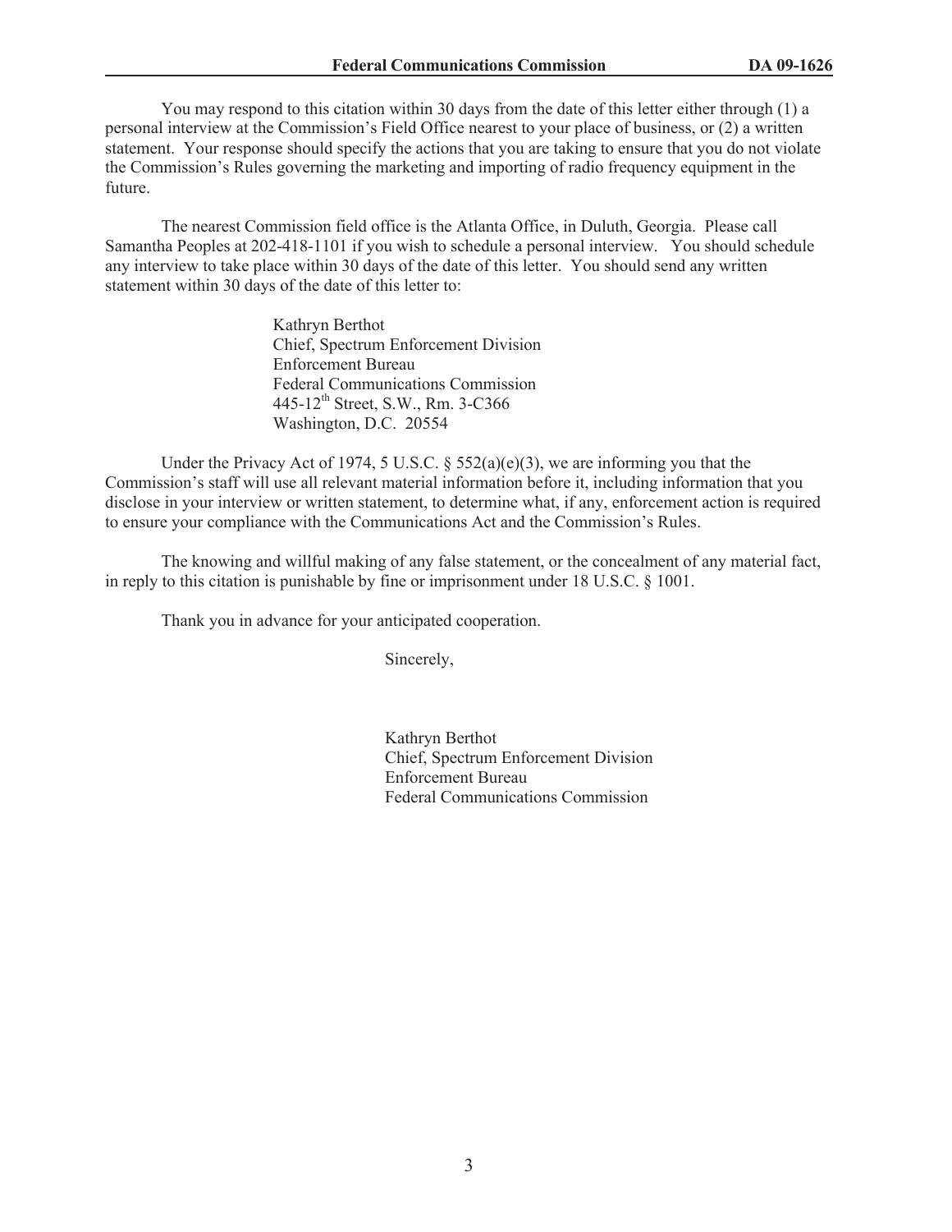You may respond to this citation within 30 days from the date of this letter either through (1) a personal interview at the Commission's Field Office nearest to your place of business, or (2) a written statement. Your response should specify the actions that you are taking to ensure that you do not violate the Commission's Rules governing the marketing and importing of radio frequency equipment in the future.

The nearest Commission field office is the Atlanta Office, in Duluth, Georgia. Please call Samantha Peoples at 202-418-1101 if you wish to schedule a personal interview. You should schedule any interview to take place within 30 days of the date of this letter. You should send any written statement within 30 days of the date of this letter to:

Kathryn Berthot
Chief, Spectrum Enforcement Division
Enforcement Bureau
Federal Communications Commission
445-12th Street, S.W., Rm. 3-C366
Washington, D.C. 20554

Under the Privacy Act of 1974, 5 U.S.C. § 552(a)(e)(3), we are informing you that the Commission's staff will use all relevant material information before it, including information that you disclose in your interview or written statement, to determine what, if any, enforcement action is required to ensure your compliance with the Communications Act and the Commission's Rules.

The knowing and willful making of any false statement, or the concealment of any material fact, in reply to this citation is punishable by fine or imprisonment under 18 U.S.C. § 1001.

Thank you in advance for your anticipated cooperation.

Sincerely,

Kathryn Berthot
Chief, Spectrum Enforcement Division
Enforcement Bureau
Federal Communications Commission